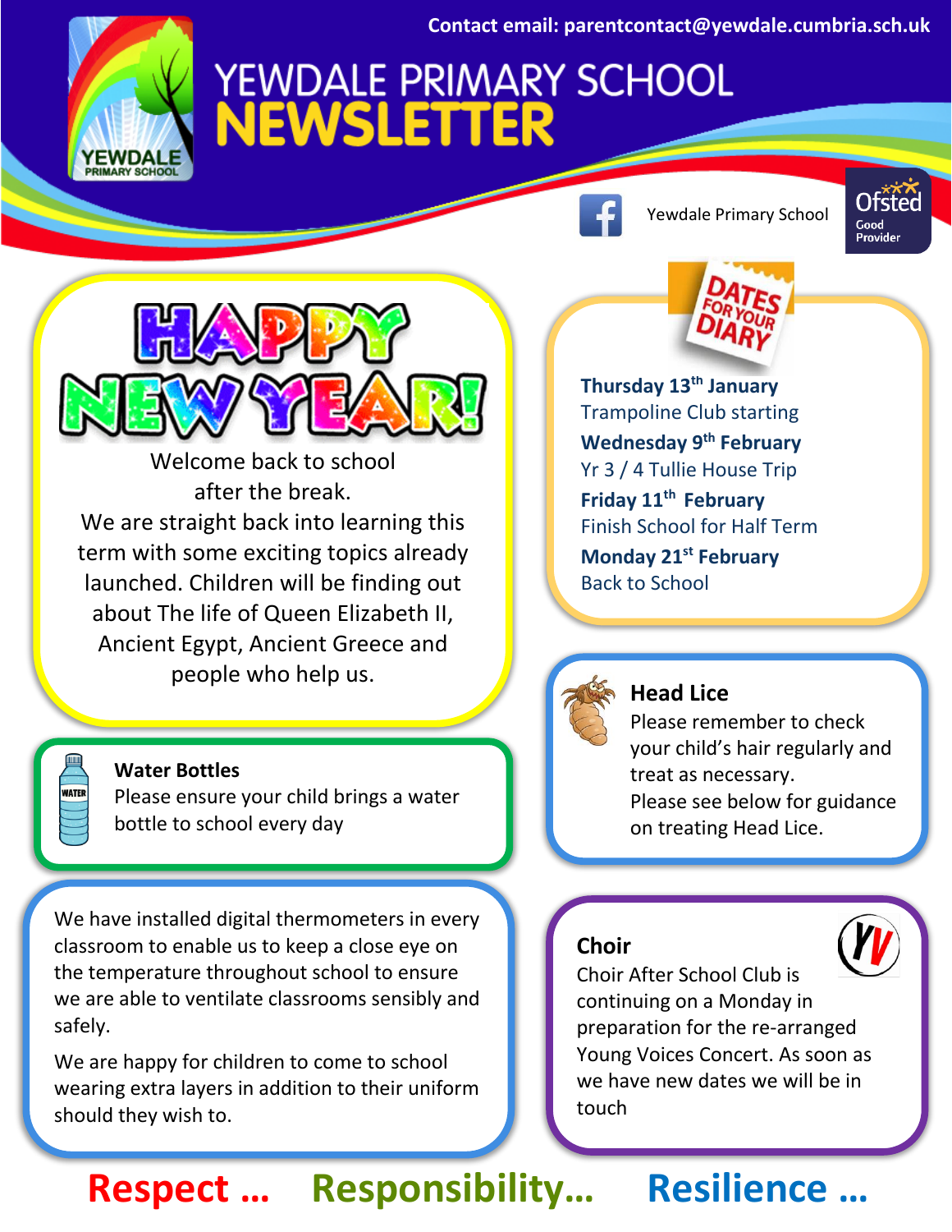Contact email: parentcontact@yewdale.cumbria.sch.uk

# YEWDALE PRIMARY SCHOOL NEWSLETTER

Yewdale Primary School

Ofsted Good Provider

## HAPPY NEW YEAR!

Welcome back to school after the break.
We are straight back into learning this term with some exciting topics already launched. Children will be finding out about The life of Queen Elizabeth II, Ancient Egypt, Ancient Greece and people who help us.

## DATES FOR YOUR DIARY

**Thursday 13th January**
Trampoline Club starting

**Wednesday 9th February**
Yr 3 / 4 Tullie House Trip

**Friday 11th February**
Finish School for Half Term

**Monday 21st February**
Back to School

### Water Bottles

Please ensure your child brings a water bottle to school every day

### Head Lice

Please remember to check your child's hair regularly and treat as necessary.
Please see below for guidance on treating Head Lice.

We have installed digital thermometers in every classroom to enable us to keep a close eye on the temperature throughout school to ensure we are able to ventilate classrooms sensibly and safely.

We are happy for children to come to school wearing extra layers in addition to their uniform should they wish to.

### Choir

Choir After School Club is continuing on a Monday in preparation for the re-arranged Young Voices Concert. As soon as we have new dates we will be in touch

**Respect … Responsibility… Resilience …**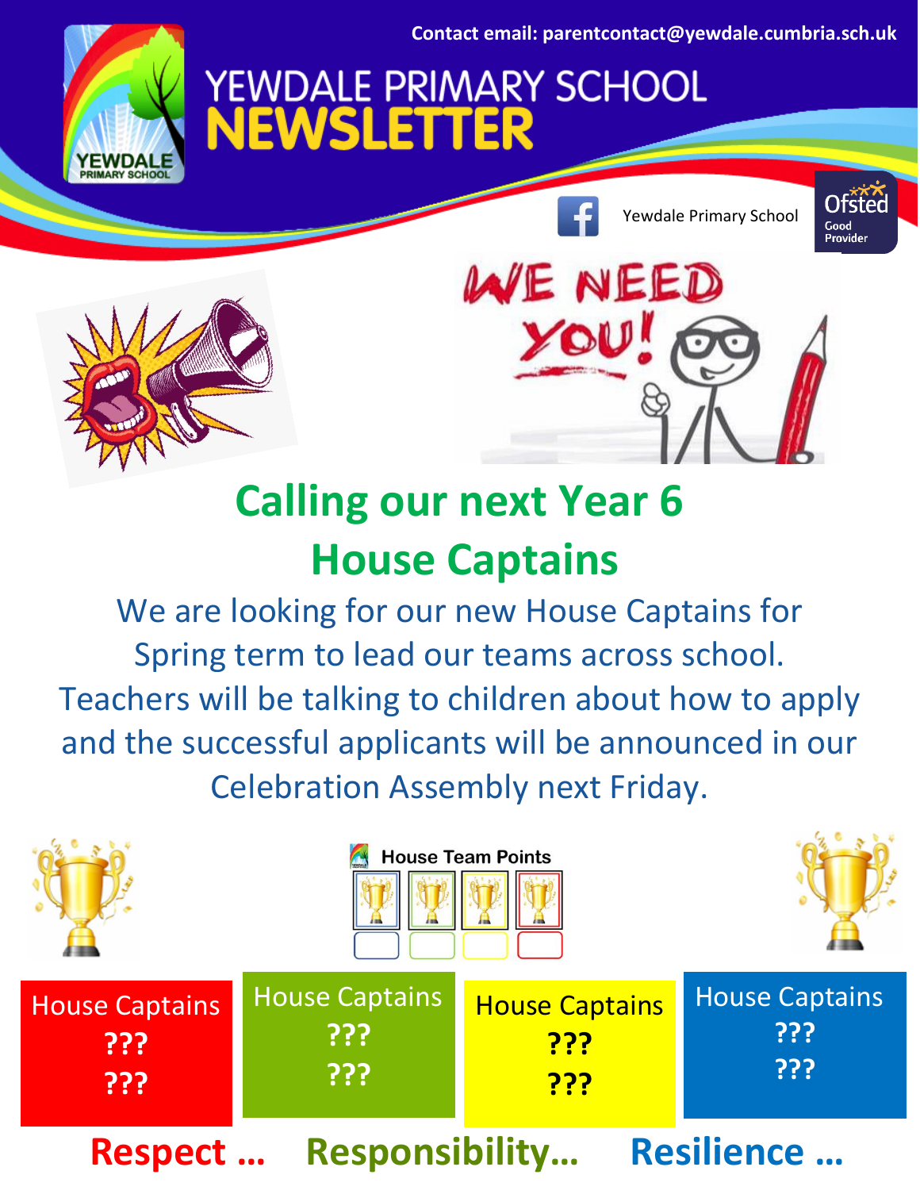Contact email: parentcontact@yewdale.cumbria.sch.uk

# YEWDALE PRIMARY SCHOOL NEWSLETTER

Yewdale Primary School

WE NEED YOU!

## Calling our next Year 6 House Captains

We are looking for our new House Captains for Spring term to lead our teams across school. Teachers will be talking to children about how to apply and the successful applicants will be announced in our Celebration Assembly next Friday.

House Team Points

| House Captains | House Captains | House Captains | House Captains |
|---|---|---|---|
| ??? | ??? | ??? | ??? |
| ??? | ??? | ??? | ??? |

**Respect … Responsibility… Resilience …**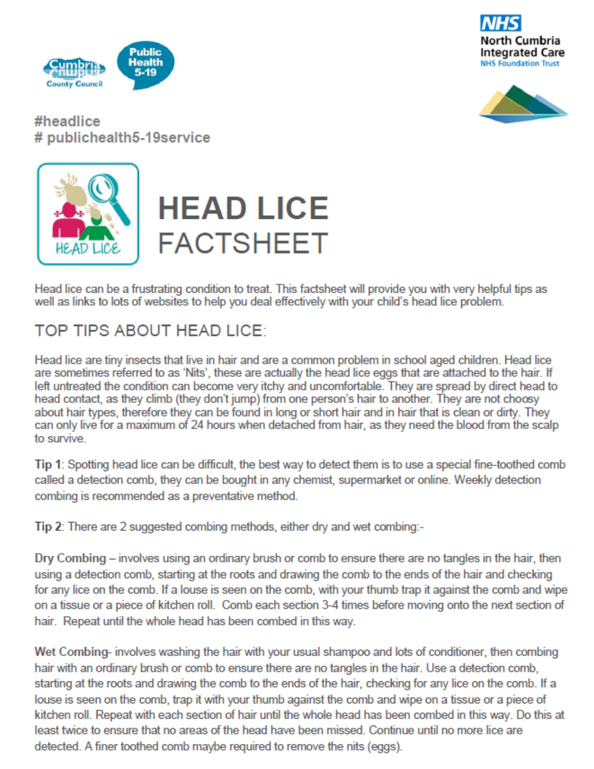#headlice
# publichealth5-19service

# HEAD LICE FACTSHEET

Head lice can be a frustrating condition to treat. This factsheet will provide you with very helpful tips as well as links to lots of websites to help you deal effectively with your child's head lice problem.

## TOP TIPS ABOUT HEAD LICE:

Head lice are tiny insects that live in hair and are a common problem in school aged children. Head lice are sometimes referred to as 'Nits', these are actually the head lice eggs that are attached to the hair. If left untreated the condition can become very itchy and uncomfortable. They are spread by direct head to head contact, as they climb (they don't jump) from one person's hair to another. They are not choosy about hair types, therefore they can be found in long or short hair and in hair that is clean or dirty. They can only live for a maximum of 24 hours when detached from hair, as they need the blood from the scalp to survive.

**Tip 1**: Spotting head lice can be difficult, the best way to detect them is to use a special fine-toothed comb called a detection comb, they can be bought in any chemist, supermarket or online. Weekly detection combing is recommended as a preventative method.

**Tip 2**: There are 2 suggested combing methods, either dry and wet combing:-

**Dry Combing** – involves using an ordinary brush or comb to ensure there are no tangles in the hair, then using a detection comb, starting at the roots and drawing the comb to the ends of the hair and checking for any lice on the comb. If a louse is seen on the comb, with your thumb trap it against the comb and wipe on a tissue or a piece of kitchen roll. Comb each section 3-4 times before moving onto the next section of hair. Repeat until the whole head has been combed in this way.

**Wet Combing**- involves washing the hair with your usual shampoo and lots of conditioner, then combing hair with an ordinary brush or comb to ensure there are no tangles in the hair. Use a detection comb, starting at the roots and drawing the comb to the ends of the hair, checking for any lice on the comb. If a louse is seen on the comb, trap it with your thumb against the comb and wipe on a tissue or a piece of kitchen roll. Repeat with each section of hair until the whole head has been combed in this way. Do this at least twice to ensure that no areas of the head have been missed. Continue until no more lice are detected. A finer toothed comb maybe required to remove the nits (eggs).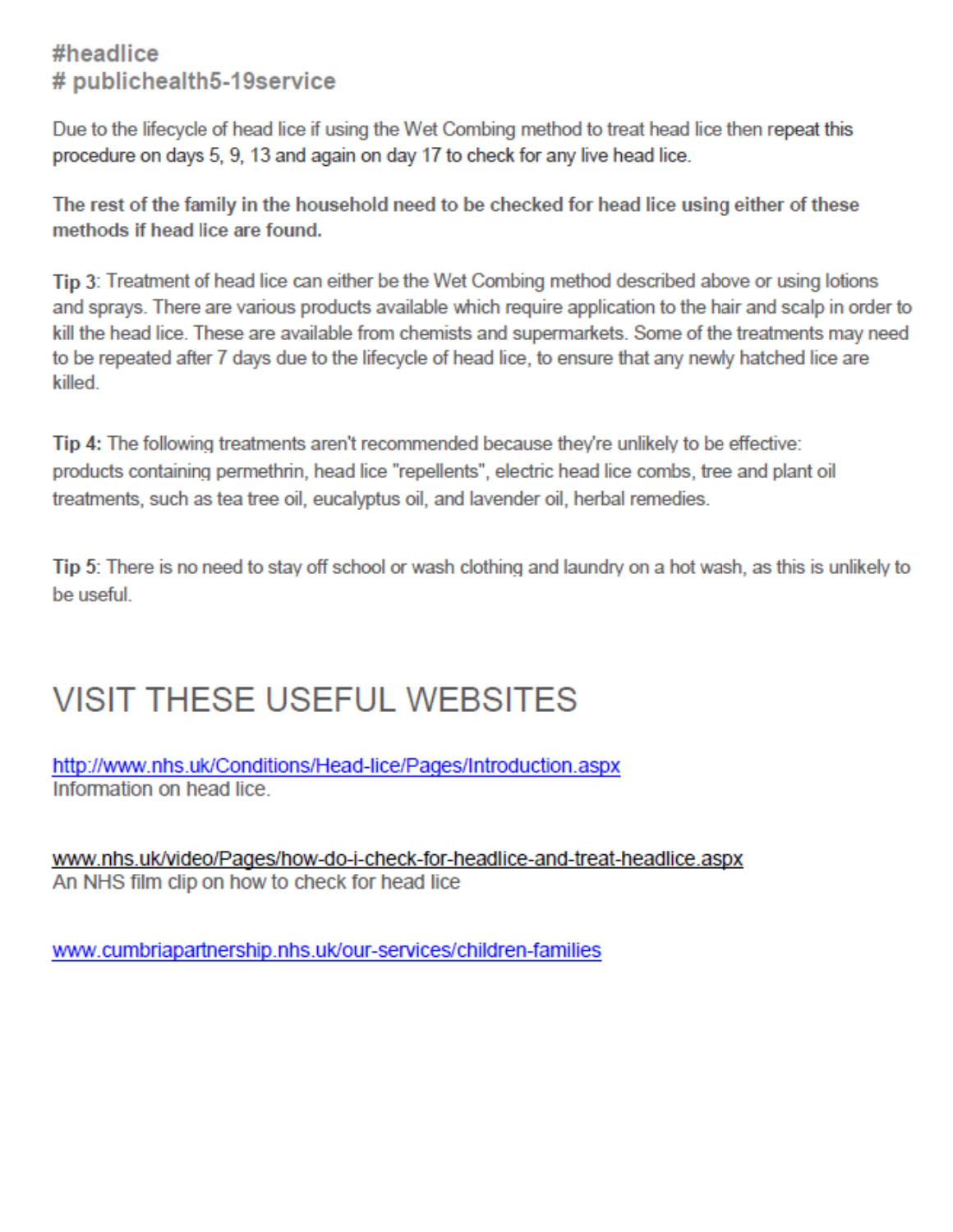**#headlice**
**# publichealth5-19service**

Due to the lifecycle of head lice if using the Wet Combing method to treat head lice then repeat this procedure on days 5, 9, 13 and again on day 17 to check for any live head lice.

**The rest of the family in the household need to be checked for head lice using either of these methods if head lice are found.**

**Tip 3**: Treatment of head lice can either be the Wet Combing method described above or using lotions and sprays. There are various products available which require application to the hair and scalp in order to kill the head lice. These are available from chemists and supermarkets. Some of the treatments may need to be repeated after 7 days due to the lifecycle of head lice, to ensure that any newly hatched lice are killed.

**Tip 4:** The following treatments aren't recommended because they're unlikely to be effective: products containing permethrin, head lice "repellents", electric head lice combs, tree and plant oil treatments, such as tea tree oil, eucalyptus oil, and lavender oil, herbal remedies.

**Tip 5**: There is no need to stay off school or wash clothing and laundry on a hot wash, as this is unlikely to be useful.

# VISIT THESE USEFUL WEBSITES

[http://www.nhs.uk/Conditions/Head-lice/Pages/Introduction.aspx](http://www.nhs.uk/Conditions/Head-lice/Pages/Introduction.aspx)
Information on head lice.

www.nhs.uk/video/Pages/how-do-i-check-for-headlice-and-treat-headlice.aspx
An NHS film clip on how to check for head lice

[www.cumbriapartnership.nhs.uk/our-services/children-families](http://www.cumbriapartnership.nhs.uk/our-services/children-families)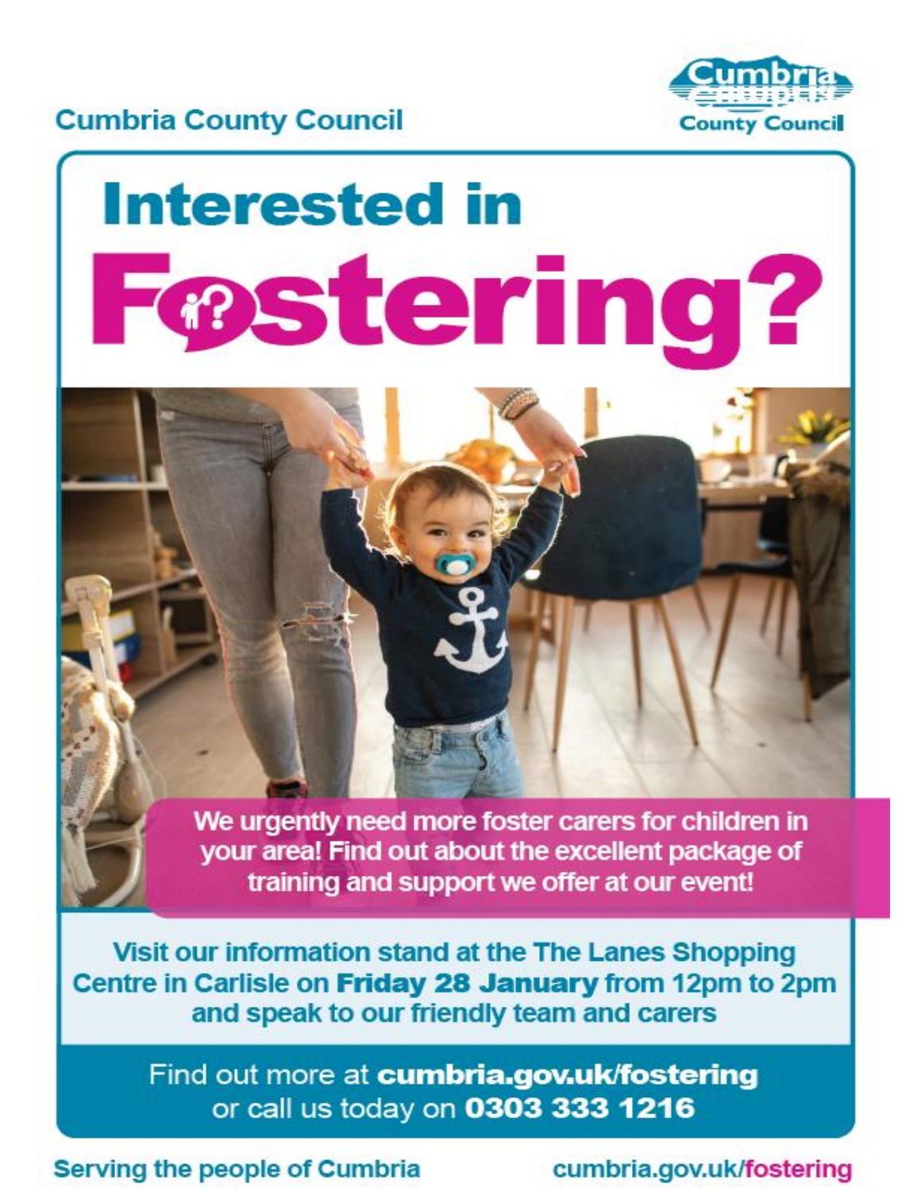Cumbria County Council

# Interested in Fostering?

We urgently need more foster carers for children in your area! Find out about the excellent package of training and support we offer at our event!

Visit our information stand at the The Lanes Shopping Centre in Carlisle on **Friday 28 January** from 12pm to 2pm and speak to our friendly team and carers

Find out more at **cumbria.gov.uk/fostering** or call us today on **0303 333 1216**

Serving the people of Cumbria

cumbria.gov.uk/fostering